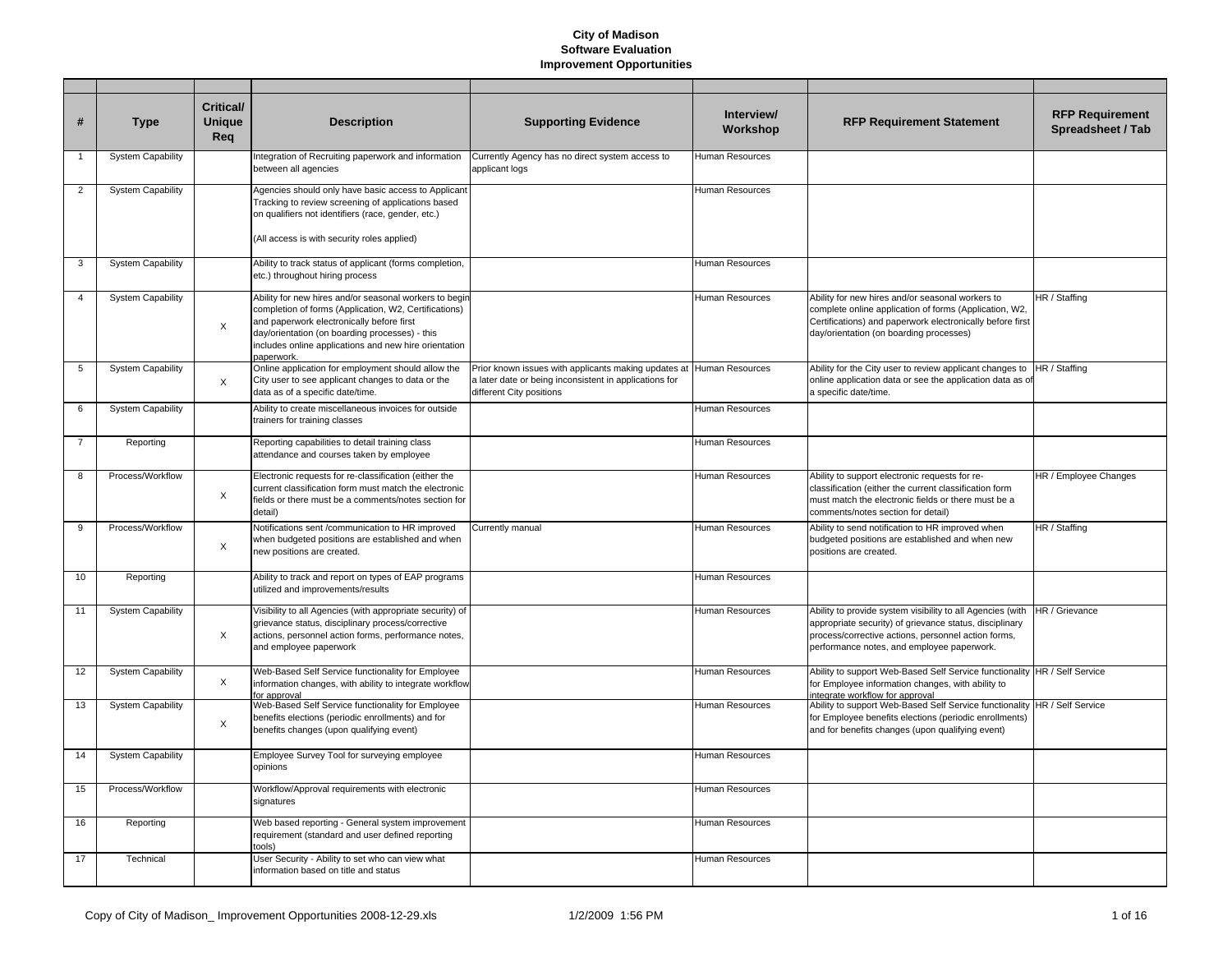# City of Madison
## Software Evaluation
## Improvement Opportunities

| # | Type | Critical/ Unique Req | Description | Supporting Evidence | Interview/ Workshop | RFP Requirement Statement | RFP Requirement Spreadsheet / Tab |
|---|---|---|---|---|---|---|---|
| 1 | System Capability | | Integration of Recruiting paperwork and information between all agencies | Currently Agency has no direct system access to applicant logs | Human Resources | | |
| 2 | System Capability | | Agencies should only have basic access to Applicant Tracking to review screening of applications based on qualifiers not identifiers (race, gender, etc.)<br><br>(All access is with security roles applied) | | Human Resources | | |
| 3 | System Capability | | Ability to track status of applicant (forms completion, etc.) throughout hiring process | | Human Resources | | |
| 4 | System Capability | X | Ability for new hires and/or seasonal workers to begin completion of forms (Application, W2, Certifications) and paperwork electronically before first day/orientation (on boarding processes) - this includes online applications and new hire orientation paperwork. | | Human Resources | Ability for new hires and/or seasonal workers to complete online application of forms (Application, W2, Certifications) and paperwork electronically before first day/orientation (on boarding processes) | HR / Staffing |
| 5 | System Capability | X | Online application for employment should allow the City user to see applicant changes to data or the data as of a specific date/time. | Prior known issues with applicants making updates at a later date or being inconsistent in applications for different City positions | Human Resources | Ability for the City user to review applicant changes to online application data or see the application data as of a specific date/time. | HR / Staffing |
| 6 | System Capability | | Ability to create miscellaneous invoices for outside trainers for training classes | | Human Resources | | |
| 7 | Reporting | | Reporting capabilities to detail training class attendance and courses taken by employee | | Human Resources | | |
| 8 | Process/Workflow | X | Electronic requests for re-classification (either the current classification form must match the electronic fields or there must be a comments/notes section for detail) | | Human Resources | Ability to support electronic requests for re-classification (either the current classification form must match the electronic fields or there must be a comments/notes section for detail) | HR / Employee Changes |
| 9 | Process/Workflow | X | Notifications sent /communication to HR improved when budgeted positions are established and when new positions are created. | Currently manual | Human Resources | Ability to send notification to HR improved when budgeted positions are established and when new positions are created. | HR / Staffing |
| 10 | Reporting | | Ability to track and report on types of EAP programs utilized and improvements/results | | Human Resources | | |
| 11 | System Capability | X | Visibility to all Agencies (with appropriate security) of grievance status, disciplinary process/corrective actions, personnel action forms, performance notes, and employee paperwork | | Human Resources | Ability to provide system visibility to all Agencies (with appropriate security) of grievance status, disciplinary process/corrective actions, personnel action forms, performance notes, and employee paperwork. | HR / Grievance |
| 12 | System Capability | X | Web-Based Self Service functionality for Employee information changes, with ability to integrate workflow for approval | | Human Resources | Ability to support Web-Based Self Service functionality for Employee information changes, with ability to integrate workflow for approval | HR / Self Service |
| 13 | System Capability | X | Web-Based Self Service functionality for Employee benefits elections (periodic enrollments) and for benefits changes (upon qualifying event) | | Human Resources | Ability to support Web-Based Self Service functionality for Employee benefits elections (periodic enrollments) and for benefits changes (upon qualifying event) | HR / Self Service |
| 14 | System Capability | | Employee Survey Tool for surveying employee opinions | | Human Resources | | |
| 15 | Process/Workflow | | Workflow/Approval requirements with electronic signatures | | Human Resources | | |
| 16 | Reporting | | Web based reporting - General system improvement requirement (standard and user defined reporting tools) | | Human Resources | | |
| 17 | Technical | | User Security - Ability to set who can view what information based on title and status | | Human Resources | | |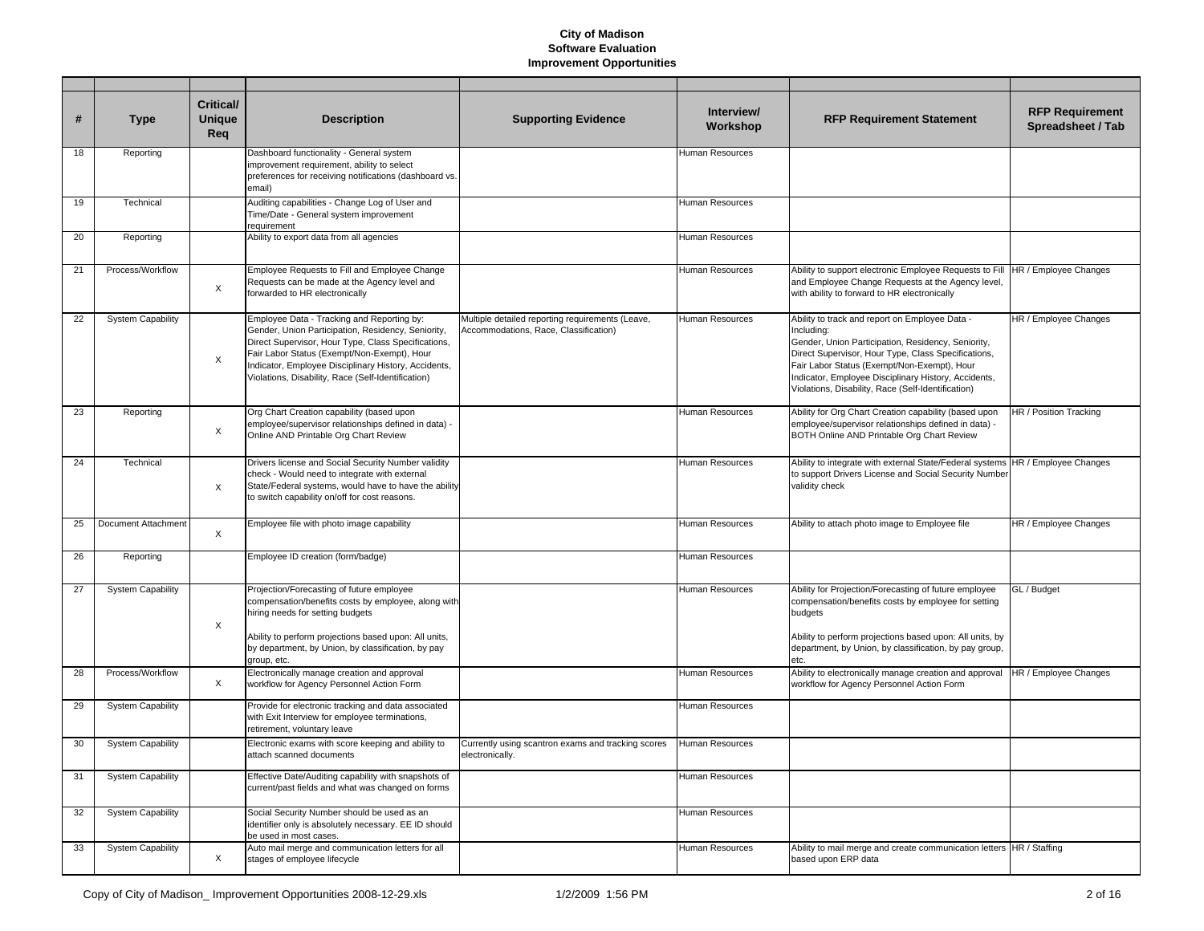**City of Madison**
**Software Evaluation**
**Improvement Opportunities**

| # | Type | Critical/ Unique Req | Description | Supporting Evidence | Interview/ Workshop | RFP Requirement Statement | RFP Requirement Spreadsheet / Tab |
|---|---|---|---|---|---|---|---|
| 18 | Reporting | | Dashboard functionality - General system improvement requirement, ability to select preferences for receiving notifications (dashboard vs. email) | | Human Resources | | |
| 19 | Technical | | Auditing capabilities - Change Log of User and Time/Date - General system improvement requirement | | Human Resources | | |
| 20 | Reporting | | Ability to export data from all agencies | | Human Resources | | |
| 21 | Process/Workflow | X | Employee Requests to Fill and Employee Change Requests can be made at the Agency level and forwarded to HR electronically | | Human Resources | Ability to support electronic Employee Requests to Fill and Employee Change Requests at the Agency level, with ability to forward to HR electronically | HR / Employee Changes |
| 22 | System Capability | X | Employee Data - Tracking and Reporting by: Gender, Union Participation, Residency, Seniority, Direct Supervisor, Hour Type, Class Specifications, Fair Labor Status (Exempt/Non-Exempt), Hour Indicator, Employee Disciplinary History, Accidents, Violations, Disability, Race (Self-Identification) | Multiple detailed reporting requirements (Leave, Accommodations, Race, Classification) | Human Resources | Ability to track and report on Employee Data - Including: Gender, Union Participation, Residency, Seniority, Direct Supervisor, Hour Type, Class Specifications, Fair Labor Status (Exempt/Non-Exempt), Hour Indicator, Employee Disciplinary History, Accidents, Violations, Disability, Race (Self-Identification) | HR / Employee Changes |
| 23 | Reporting | X | Org Chart Creation capability (based upon employee/supervisor relationships defined in data) - Online AND Printable Org Chart Review | | Human Resources | Ability for Org Chart Creation capability (based upon employee/supervisor relationships defined in data) - BOTH Online AND Printable Org Chart Review | HR / Position Tracking |
| 24 | Technical | X | Drivers license and Social Security Number validity check - Would need to integrate with external State/Federal systems, would have to have the ability to switch capability on/off for cost reasons. | | Human Resources | Ability to integrate with external State/Federal systems to support Drivers License and Social Security Number validity check | HR / Employee Changes |
| 25 | Document Attachment | X | Employee file with photo image capability | | Human Resources | Ability to attach photo image to Employee file | HR / Employee Changes |
| 26 | Reporting | | Employee ID creation (form/badge) | | Human Resources | | |
| 27 | System Capability | X | Projection/Forecasting of future employee compensation/benefits costs by employee, along with hiring needs for setting budgets<br><br>Ability to perform projections based upon: All units, by department, by Union, by classification, by pay group, etc. | | Human Resources | Ability for Projection/Forecasting of future employee compensation/benefits costs by employee for setting budgets<br><br>Ability to perform projections based upon: All units, by department, by Union, by classification, by pay group, etc. | GL / Budget |
| 28 | Process/Workflow | X | Electronically manage creation and approval workflow for Agency Personnel Action Form | | Human Resources | Ability to electronically manage creation and approval workflow for Agency Personnel Action Form | HR / Employee Changes |
| 29 | System Capability | | Provide for electronic tracking and data associated with Exit Interview for employee terminations, retirement, voluntary leave | | Human Resources | | |
| 30 | System Capability | | Electronic exams with score keeping and ability to attach scanned documents | Currently using scantron exams and tracking scores electronically. | Human Resources | | |
| 31 | System Capability | | Effective Date/Auditing capability with snapshots of current/past fields and what was changed on forms | | Human Resources | | |
| 32 | System Capability | | Social Security Number should be used as an identifier only is absolutely necessary. EE ID should be used in most cases. | | Human Resources | | |
| 33 | System Capability | X | Auto mail merge and communication letters for all stages of employee lifecycle | | Human Resources | Ability to mail merge and create communication letters based upon ERP data | HR / Staffing |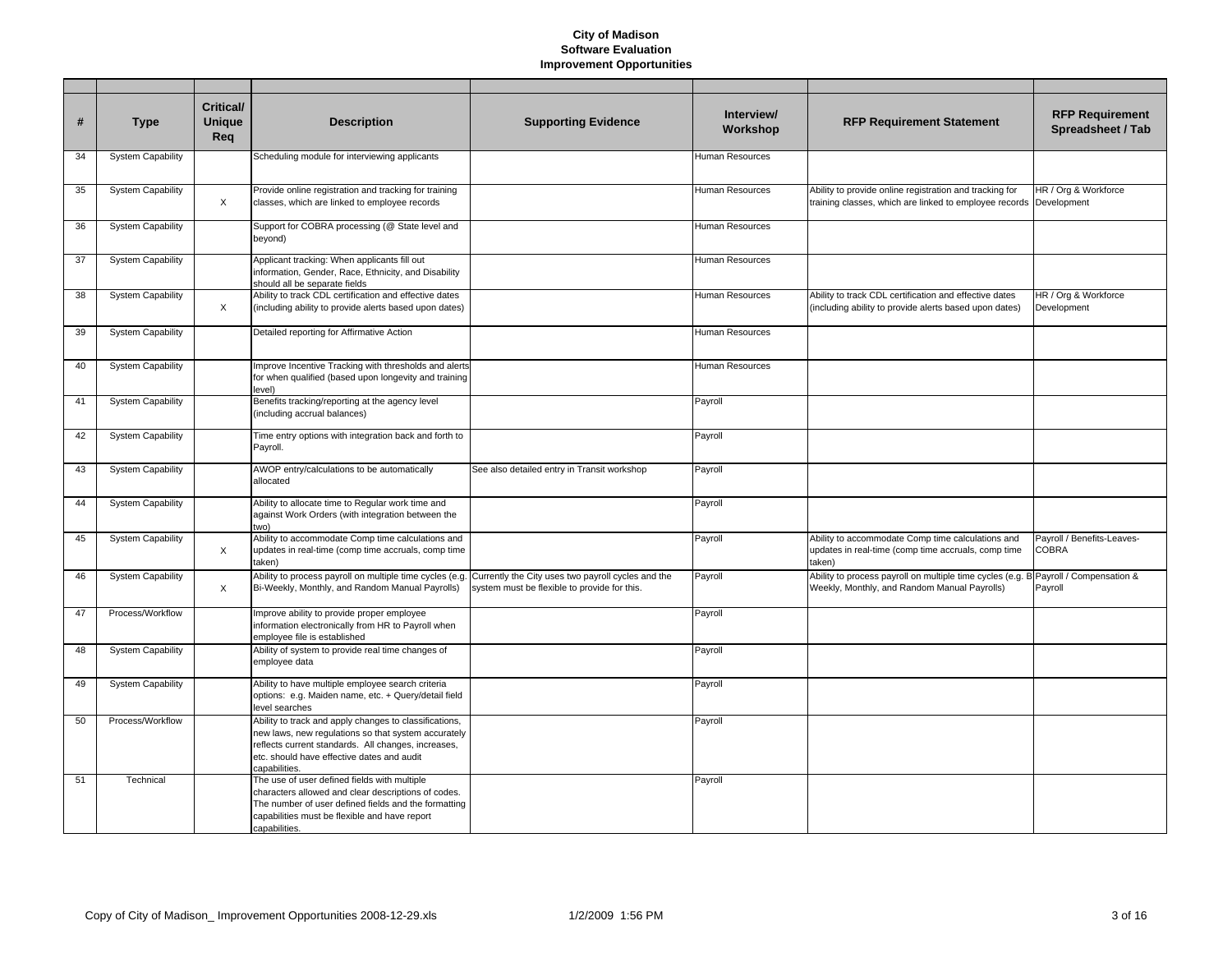# City of Madison
## Software Evaluation
## Improvement Opportunities

| # | Type | Critical/ Unique Req | Description | Supporting Evidence | Interview/ Workshop | RFP Requirement Statement | RFP Requirement Spreadsheet / Tab |
|---|---|---|---|---|---|---|---|
| 34 | System Capability | | Scheduling module for interviewing applicants | | Human Resources | | |
| 35 | System Capability | X | Provide online registration and tracking for training classes, which are linked to employee records | | Human Resources | Ability to provide online registration and tracking for training classes, which are linked to employee records | HR / Org & Workforce Development |
| 36 | System Capability | | Support for COBRA processing (@ State level and beyond) | | Human Resources | | |
| 37 | System Capability | | Applicant tracking: When applicants fill out information, Gender, Race, Ethnicity, and Disability should all be separate fields | | Human Resources | | |
| 38 | System Capability | X | Ability to track CDL certification and effective dates (including ability to provide alerts based upon dates) | | Human Resources | Ability to track CDL certification and effective dates (including ability to provide alerts based upon dates) | HR / Org & Workforce Development |
| 39 | System Capability | | Detailed reporting for Affirmative Action | | Human Resources | | |
| 40 | System Capability | | Improve Incentive Tracking with thresholds and alerts for when qualified (based upon longevity and training level) | | Human Resources | | |
| 41 | System Capability | | Benefits tracking/reporting at the agency level (including accrual balances) | | Payroll | | |
| 42 | System Capability | | Time entry options with integration back and forth to Payroll. | | Payroll | | |
| 43 | System Capability | | AWOP entry/calculations to be automatically allocated | See also detailed entry in Transit workshop | Payroll | | |
| 44 | System Capability | | Ability to allocate time to Regular work time and against Work Orders (with integration between the two) | | Payroll | | |
| 45 | System Capability | X | Ability to accommodate Comp time calculations and updates in real-time (comp time accruals, comp time taken) | | Payroll | Ability to accommodate Comp time calculations and updates in real-time (comp time accruals, comp time taken) | Payroll / Benefits-Leaves-COBRA |
| 46 | System Capability | X | Ability to process payroll on multiple time cycles (e.g. Bi-Weekly, Monthly, and Random Manual Payrolls) | Currently the City uses two payroll cycles and the system must be flexible to provide for this. | Payroll | Ability to process payroll on multiple time cycles (e.g. Bi-Weekly, Monthly, and Random Manual Payrolls) | Payroll / Compensation & Payroll |
| 47 | Process/Workflow | | Improve ability to provide proper employee information electronically from HR to Payroll when employee file is established | | Payroll | | |
| 48 | System Capability | | Ability of system to provide real time changes of employee data | | Payroll | | |
| 49 | System Capability | | Ability to have multiple employee search criteria options: e.g. Maiden name, etc. + Query/detail field level searches | | Payroll | | |
| 50 | Process/Workflow | | Ability to track and apply changes to classifications, new laws, new regulations so that system accurately reflects current standards. All changes, increases, etc. should have effective dates and audit capabilities. | | Payroll | | |
| 51 | Technical | | The use of user defined fields with multiple characters allowed and clear descriptions of codes. The number of user defined fields and the formatting capabilities must be flexible and have report capabilities. | | Payroll | | |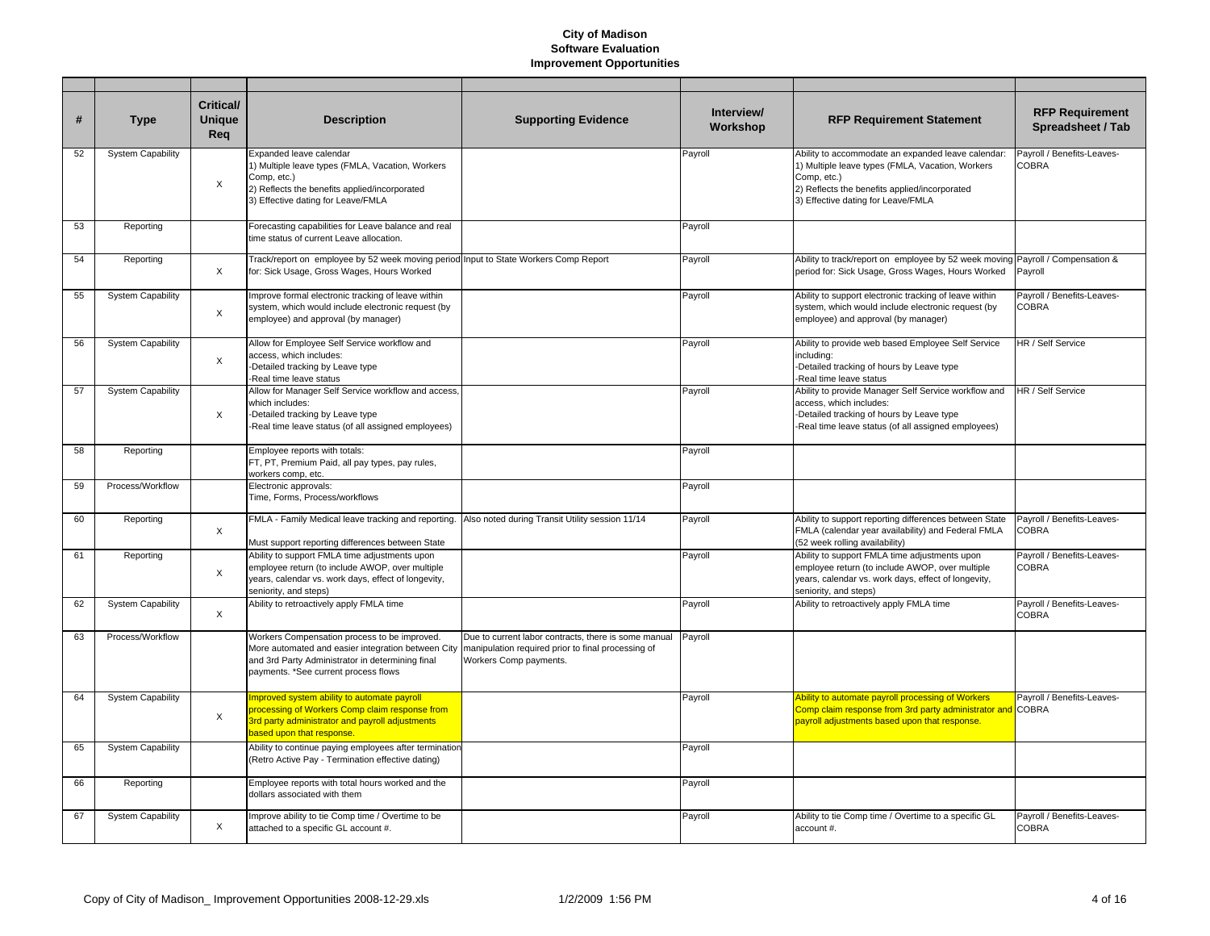# City of Madison
## Software Evaluation
## Improvement Opportunities

| # | Type | Critical/ Unique Req | Description | Supporting Evidence | Interview/ Workshop | RFP Requirement Statement | RFP Requirement Spreadsheet / Tab |
|---|---|---|---|---|---|---|---|
| 52 | System Capability | X | Expanded leave calendar<br>1) Multiple leave types (FMLA, Vacation, Workers Comp, etc.)<br>2) Reflects the benefits applied/incorporated<br>3) Effective dating for Leave/FMLA | | Payroll | Ability to accommodate an expanded leave calendar:<br>1) Multiple leave types (FMLA, Vacation, Workers Comp, etc.)<br>2) Reflects the benefits applied/incorporated<br>3) Effective dating for Leave/FMLA | Payroll / Benefits-Leaves-COBRA |
| 53 | Reporting | | Forecasting capabilities for Leave balance and real time status of current Leave allocation. | | Payroll | | |
| 54 | Reporting | X | Track/report on employee by 52 week moving period for: Sick Usage, Gross Wages, Hours Worked | Input to State Workers Comp Report | Payroll | Ability to track/report on employee by 52 week moving period for: Sick Usage, Gross Wages, Hours Worked | Payroll / Compensation & Payroll |
| 55 | System Capability | X | Improve formal electronic tracking of leave within system, which would include electronic request (by employee) and approval (by manager) | | Payroll | Ability to support electronic tracking of leave within system, which would include electronic request (by employee) and approval (by manager) | Payroll / Benefits-Leaves-COBRA |
| 56 | System Capability | X | Allow for Employee Self Service workflow and access, which includes:<br>-Detailed tracking by Leave type<br>-Real time leave status | | Payroll | Ability to provide web based Employee Self Service including:<br>-Detailed tracking of hours by Leave type<br>-Real time leave status | HR / Self Service |
| 57 | System Capability | X | Allow for Manager Self Service workflow and access, which includes:<br>-Detailed tracking by Leave type<br>-Real time leave status (of all assigned employees) | | Payroll | Ability to provide Manager Self Service workflow and access, which includes:<br>-Detailed tracking of hours by Leave type<br>-Real time leave status (of all assigned employees) | HR / Self Service |
| 58 | Reporting | | Employee reports with totals:<br>FT, PT, Premium Paid, all pay types, pay rules, workers comp, etc. | | Payroll | | |
| 59 | Process/Workflow | | Electronic approvals:<br>Time, Forms, Process/workflows | | Payroll | | |
| 60 | Reporting | X | FMLA - Family Medical leave tracking and reporting.<br><br>Must support reporting differences between State | Also noted during Transit Utility session 11/14 | Payroll | Ability to support reporting differences between State FMLA (calendar year availability) and Federal FMLA (52 week rolling availability) | Payroll / Benefits-Leaves-COBRA |
| 61 | Reporting | X | Ability to support FMLA time adjustments upon employee return (to include AWOP, over multiple years, calendar vs. work days, effect of longevity, seniority, and steps) | | Payroll | Ability to support FMLA time adjustments upon employee return (to include AWOP, over multiple years, calendar vs. work days, effect of longevity, seniority, and steps) | Payroll / Benefits-Leaves-COBRA |
| 62 | System Capability | X | Ability to retroactively apply FMLA time | | Payroll | Ability to retroactively apply FMLA time | Payroll / Benefits-Leaves-COBRA |
| 63 | Process/Workflow | | Workers Compensation process to be improved. More automated and easier integration between City and 3rd Party Administrator in determining final payments. *See current process flows | Due to current labor contracts, there is some manual manipulation required prior to final processing of Workers Comp payments. | Payroll | | |
| 64 | System Capability | X | Improved system ability to automate payroll processing of Workers Comp claim response from 3rd party administrator and payroll adjustments based upon that response. | | Payroll | Ability to automate payroll processing of Workers Comp claim response from 3rd party administrator and payroll adjustments based upon that response. | Payroll / Benefits-Leaves-COBRA |
| 65 | System Capability | | Ability to continue paying employees after termination (Retro Active Pay - Termination effective dating) | | Payroll | | |
| 66 | Reporting | | Employee reports with total hours worked and the dollars associated with them | | Payroll | | |
| 67 | System Capability | X | Improve ability to tie Comp time / Overtime to be attached to a specific GL account #. | | Payroll | Ability to tie Comp time / Overtime to a specific GL account #. | Payroll / Benefits-Leaves-COBRA |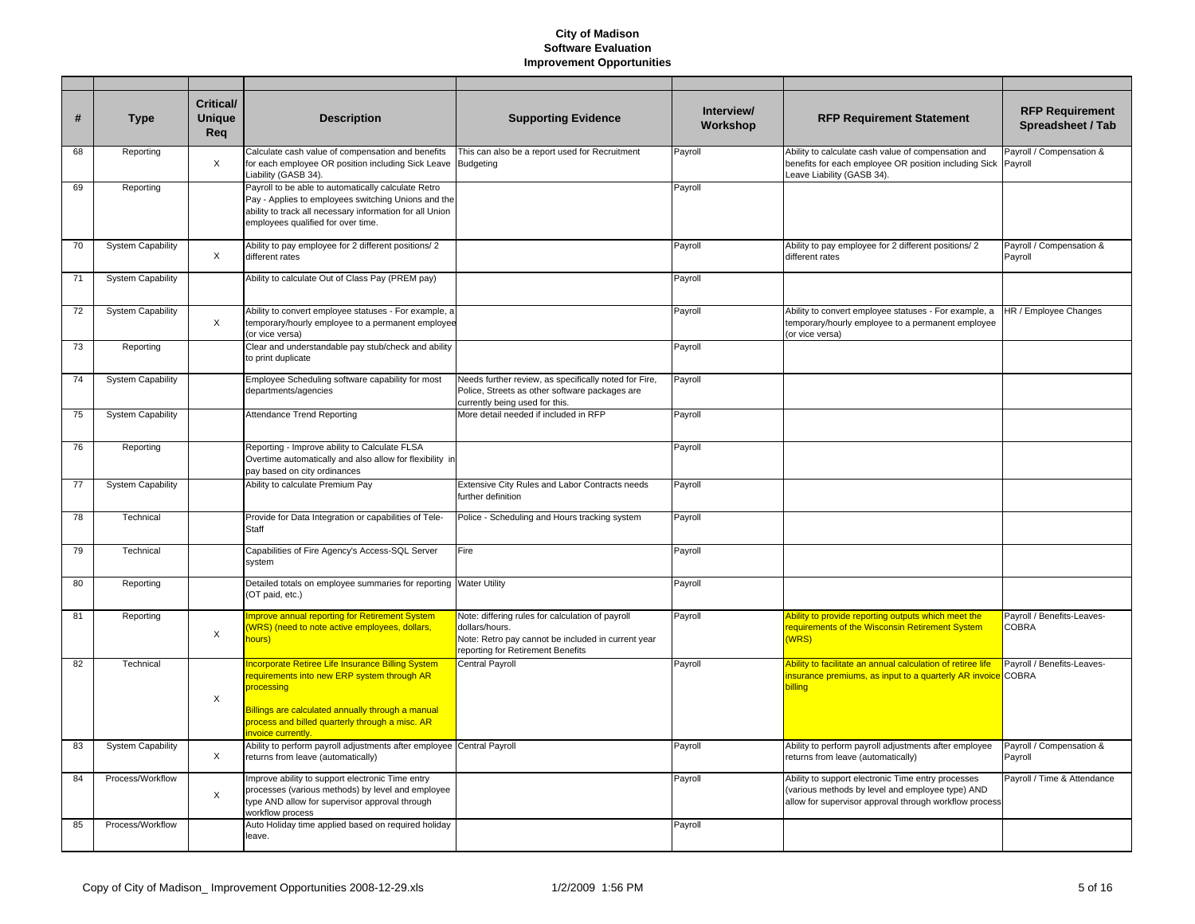# City of Madison
## Software Evaluation
## Improvement Opportunities

| # | Type | Critical/ Unique Req | Description | Supporting Evidence | Interview/ Workshop | RFP Requirement Statement | RFP Requirement Spreadsheet / Tab |
|---|---|---|---|---|---|---|---|
| 68 | Reporting | X | Calculate cash value of compensation and benefits for each employee OR position including Sick Leave Liability (GASB 34). | This can also be a report used for Recruitment Budgeting | Payroll | Ability to calculate cash value of compensation and benefits for each employee OR position including Sick Leave Liability (GASB 34). | Payroll / Compensation & Payroll |
| 69 | Reporting | | Payroll to be able to automatically calculate Retro Pay - Applies to employees switching Unions and the ability to track all necessary information for all Union employees qualified for over time. | | Payroll | | |
| 70 | System Capability | X | Ability to pay employee for 2 different positions/ 2 different rates | | Payroll | Ability to pay employee for 2 different positions/ 2 different rates | Payroll / Compensation & Payroll |
| 71 | System Capability | | Ability to calculate Out of Class Pay (PREM pay) | | Payroll | | |
| 72 | System Capability | X | Ability to convert employee statuses - For example, a temporary/hourly employee to a permanent employee (or vice versa) | | Payroll | Ability to convert employee statuses - For example, a temporary/hourly employee to a permanent employee (or vice versa) | HR / Employee Changes |
| 73 | Reporting | | Clear and understandable pay stub/check and ability to print duplicate | | Payroll | | |
| 74 | System Capability | | Employee Scheduling software capability for most departments/agencies | Needs further review, as specifically noted for Fire, Police, Streets as other software packages are currently being used for this. | Payroll | | |
| 75 | System Capability | | Attendance Trend Reporting | More detail needed if included in RFP | Payroll | | |
| 76 | Reporting | | Reporting - Improve ability to Calculate FLSA Overtime automatically and also allow for flexibility in pay based on city ordinances | | Payroll | | |
| 77 | System Capability | | Ability to calculate Premium Pay | Extensive City Rules and Labor Contracts needs further definition | Payroll | | |
| 78 | Technical | | Provide for Data Integration or capabilities of Tele-Staff | Police - Scheduling and Hours tracking system | Payroll | | |
| 79 | Technical | | Capabilities of Fire Agency's Access-SQL Server system | Fire | Payroll | | |
| 80 | Reporting | | Detailed totals on employee summaries for reporting (OT paid, etc.) | Water Utility | Payroll | | |
| 81 | Reporting | X | Improve annual reporting for Retirement System (WRS) (need to note active employees, dollars, hours) | Note: differing rules for calculation of payroll dollars/hours.<br>Note: Retro pay cannot be included in current year reporting for Retirement Benefits | Payroll | Ability to provide reporting outputs which meet the requirements of the Wisconsin Retirement System (WRS) | Payroll / Benefits-Leaves-COBRA |
| 82 | Technical | X | Incorporate Retiree Life Insurance Billing System requirements into new ERP system through AR processing<br><br>Billings are calculated annually through a manual process and billed quarterly through a misc. AR invoice currently. | Central Payroll | Payroll | Ability to facilitate an annual calculation of retiree life insurance premiums, as input to a quarterly AR invoice billing | Payroll / Benefits-Leaves-COBRA |
| 83 | System Capability | X | Ability to perform payroll adjustments after employee returns from leave (automatically) | Central Payroll | Payroll | Ability to perform payroll adjustments after employee returns from leave (automatically) | Payroll / Compensation & Payroll |
| 84 | Process/Workflow | X | Improve ability to support electronic Time entry processes (various methods) by level and employee type AND allow for supervisor approval through workflow process | | Payroll | Ability to support electronic Time entry processes (various methods by level and employee type) AND allow for supervisor approval through workflow process | Payroll / Time & Attendance |
| 85 | Process/Workflow | | Auto Holiday time applied based on required holiday leave. | | Payroll | | |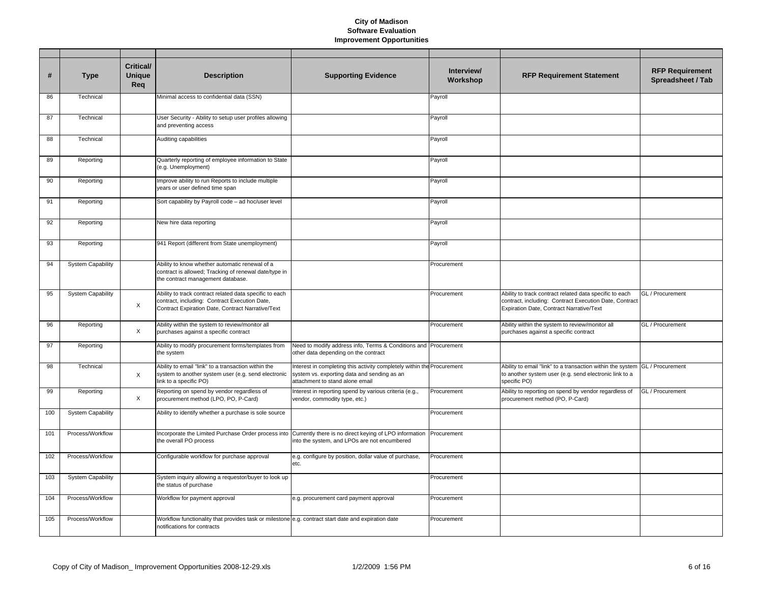**City of Madison**
**Software Evaluation**
**Improvement Opportunities**

| # | Type | Critical/ Unique Req | Description | Supporting Evidence | Interview/ Workshop | RFP Requirement Statement | RFP Requirement Spreadsheet / Tab |
|---|---|---|---|---|---|---|---|
| 86 | Technical | | Minimal access to confidential data (SSN) | | Payroll | | |
| 87 | Technical | | User Security - Ability to setup user profiles allowing and preventing access | | Payroll | | |
| 88 | Technical | | Auditing capabilities | | Payroll | | |
| 89 | Reporting | | Quarterly reporting of employee information to State (e.g. Unemployment) | | Payroll | | |
| 90 | Reporting | | Improve ability to run Reports to include multiple years or user defined time span | | Payroll | | |
| 91 | Reporting | | Sort capability by Payroll code – ad hoc/user level | | Payroll | | |
| 92 | Reporting | | New hire data reporting | | Payroll | | |
| 93 | Reporting | | 941 Report (different from State unemployment) | | Payroll | | |
| 94 | System Capability | | Ability to know whether automatic renewal of a contract is allowed; Tracking of renewal date/type in the contract management database. | | Procurement | | |
| 95 | System Capability | X | Ability to track contract related data specific to each contract, including: Contract Execution Date, Contract Expiration Date, Contract Narrative/Text | | Procurement | Ability to track contract related data specific to each contract, including: Contract Execution Date, Contract Expiration Date, Contract Narrative/Text | GL / Procurement |
| 96 | Reporting | X | Ability within the system to review/monitor all purchases against a specific contract | | Procurement | Ability within the system to review/monitor all purchases against a specific contract | GL / Procurement |
| 97 | Reporting | | Ability to modify procurement forms/templates from the system | Need to modify address info, Terms & Conditions and other data depending on the contract | Procurement | | |
| 98 | Technical | X | Ability to email "link" to a transaction within the system to another system user (e.g. send electronic link to a specific PO) | Interest in completing this activity completely within the system vs. exporting data and sending as an attachment to stand alone email | Procurement | Ability to email "link" to a transaction within the system to another system user (e.g. send electronic link to a specific PO) | GL / Procurement |
| 99 | Reporting | X | Reporting on spend by vendor regardless of procurement method (LPO, PO, P-Card) | Interest in reporting spend by various criteria (e.g., vendor, commodity type, etc.) | Procurement | Ability to reporting on spend by vendor regardless of procurement method (PO, P-Card) | GL / Procurement |
| 100 | System Capability | | Ability to identify whether a purchase is sole source | | Procurement | | |
| 101 | Process/Workflow | | Incorporate the Limited Purchase Order process into the overall PO process | Currently there is no direct keying of LPO information into the system, and LPOs are not encumbered | Procurement | | |
| 102 | Process/Workflow | | Configurable workflow for purchase approval | e.g. configure by position, dollar value of purchase, etc. | Procurement | | |
| 103 | System Capability | | System inquiry allowing a requestor/buyer to look up the status of purchase | | Procurement | | |
| 104 | Process/Workflow | | Workflow for payment approval | e.g. procurement card payment approval | Procurement | | |
| 105 | Process/Workflow | | Workflow functionality that provides task or milestone notifications for contracts | e.g. contract start date and expiration date | Procurement | | |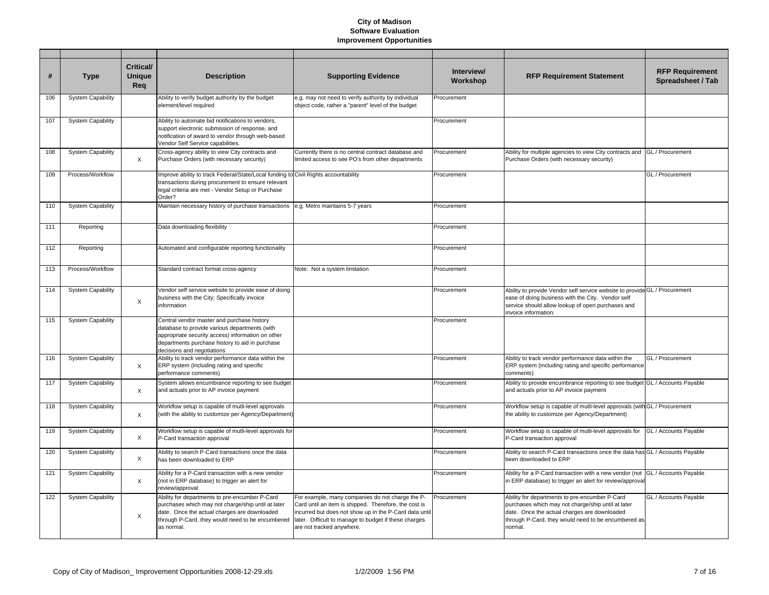**City of Madison**
**Software Evaluation**
**Improvement Opportunities**

| # | Type | Critical/ Unique Req | Description | Supporting Evidence | Interview/ Workshop | RFP Requirement Statement | RFP Requirement Spreadsheet / Tab |
|---|---|---|---|---|---|---|---|
| 106 | System Capability | | Ability to verify budget authority by the budget element/level required | e.g. may not need to verify authority by individual object code, rather a "parent" level of the budget | Procurement | | |
| 107 | System Capability | | Ability to automate bid notifications to vendors, support electronic submission of response, and notification of award to vendor through web-based Vendor Self Service capabilities. | | Procurement | | |
| 108 | System Capability | X | Cross-agency ability to view City contracts and Purchase Orders (with necessary security) | Currently there is no central contract database and limited access to see PO's from other departments | Procurement | Ability for multiple agencies to view City contracts and Purchase Orders (with necessary security) | GL / Procurement |
| 109 | Process/Workflow | | Improve ability to track Federal/State/Local funding to transactions during procurement to ensure relevant legal criteria are met - Vendor Setup or Purchase Order? | Civil Rights accountability | Procurement | | GL / Procurement |
| 110 | System Capability | | Maintain necessary history of purchase transactions | e.g. Metro maintains 5-7 years | Procurement | | |
| 111 | Reporting | | Data downloading flexibility | | Procurement | | |
| 112 | Reporting | | Automated and configurable reporting functionality | | Procurement | | |
| 113 | Process/Workflow | | Standard contract format cross-agency | Note: Not a system limitation | Procurement | | |
| 114 | System Capability | X | Vendor self service website to provide ease of doing business with the City; Specifically invoice information | | Procurement | Ability to provide Vendor self service website to provide ease of doing business with the City. Vendor self service should allow lookup of open purchases and invoice information. | GL / Procurement |
| 115 | System Capability | | Central vendor master and purchase history database to provide various departments (with appropriate security access) information on other departments purchase history to aid in purchase decisions and negotiations | | Procurement | | |
| 116 | System Capability | X | Ability to track vendor performance data within the ERP system (including rating and specific performance comments) | | Procurement | Ability to track vendor performance data within the ERP system (including rating and specific performance comments) | GL / Procurement |
| 117 | System Capability | X | System allows encumbrance reporting to see budget and actuals prior to AP invoice payment | | Procurement | Ability to provide encumbrance reporting to see budget and actuals prior to AP invoice payment | GL / Accounts Payable |
| 118 | System Capability | X | Workflow setup is capable of mutli-level approvals (with the ability to customize per Agency/Department) | | Procurement | Workflow setup is capable of mutli-level approvals (with the ability to customize per Agency/Department) | GL / Procurement |
| 119 | System Capability | X | Workflow setup is capable of mutli-level approvals for P-Card transaction approval | | Procurement | Workflow setup is capable of mutli-level approvals for P-Card transaction approval | GL / Accounts Payable |
| 120 | System Capability | X | Ability to search P-Card transactions once the data has been downloaded to ERP | | Procurement | Ability to search P-Card transactions once the data has been downloaded to ERP | GL / Accounts Payable |
| 121 | System Capability | X | Ability for a P-Card transaction with a new vendor (not in ERP database) to trigger an alert for review/approval | | Procurement | Ability for a P-Card transaction with a new vendor (not in ERP database) to trigger an alert for review/approval | GL / Accounts Payable |
| 122 | System Capability | X | Ability for departments to pre-encumber P-Card purchases which may not charge/ship until at later date. Once the actual charges are downloaded through P-Card, they would need to be encumbered as normal. | For example, many companies do not charge the P-Card until an item is shipped. Therefore, the cost is incurred but does not show up in the P-Card data until later. Difficult to manage to budget if these charges are not tracked anywhere. | Procurement | Ability for departments to pre-encumber P-Card purchases which may not charge/ship until at later date. Once the actual charges are downloaded through P-Card, they would need to be encumbered as normal. | GL / Accounts Payable |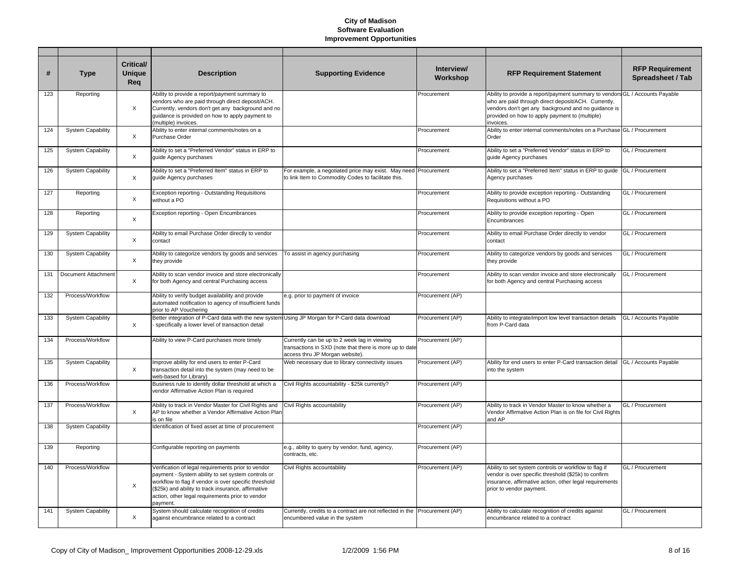# City of Madison
## Software Evaluation
### Improvement Opportunities

| # | Type | Critical/ Unique Req | Description | Supporting Evidence | Interview/ Workshop | RFP Requirement Statement | RFP Requirement Spreadsheet / Tab |
|---|---|---|---|---|---|---|---|
| 123 | Reporting | X | Ability to provide a report/payment summary to vendors who are paid through direct deposit/ACH. Currently, vendors don't get any background and no guidance is provided on how to apply payment to (multiple) invoices. | | Procurement | Ability to provide a report/payment summary to vendors who are paid through direct deposit/ACH. Currently, vendors don't get any background and no guidance is provided on how to apply payment to (multiple) invoices. | GL / Accounts Payable |
| 124 | System Capability | X | Ability to enter internal comments/notes on a Purchase Order | | Procurement | Ability to enter internal comments/notes on a Purchase Order | GL / Procurement |
| 125 | System Capability | X | Ability to set a "Preferred Vendor" status in ERP to guide Agency purchases | | Procurement | Ability to set a "Preferred Vendor" status in ERP to guide Agency purchases | GL / Procurement |
| 126 | System Capability | X | Ability to set a "Preferred Item" status in ERP to guide Agency purchases | For example, a negotiated price may exist. May need to link Item to Commodity Codes to facilitate this. | Procurement | Ability to set a "Preferred Item" status in ERP to guide Agency purchases | GL / Procurement |
| 127 | Reporting | X | Exception reporting - Outstanding Requisitions without a PO | | Procurement | Ability to provide exception reporting - Outstanding Requisitions without a PO | GL / Procurement |
| 128 | Reporting | X | Exception reporting - Open Encumbrances | | Procurement | Ability to provide exception reporting - Open Encumbrances | GL / Procurement |
| 129 | System Capability | X | Ability to email Purchase Order directly to vendor contact | | Procurement | Ability to email Purchase Order directly to vendor contact | GL / Procurement |
| 130 | System Capability | X | Ability to categorize vendors by goods and services they provide | To assist in agency purchasing | Procurement | Ability to categorize vendors by goods and services they provide | GL / Procurement |
| 131 | Document Attachment | X | Ability to scan vendor invoice and store electronically for both Agency and central Purchasing access | | Procurement | Ability to scan vendor invoice and store electronically for both Agency and central Purchasing access | GL / Procurement |
| 132 | Process/Workflow | | Ability to verify budget availability and provide automated notification to agency of insufficient funds prior to AP Vouchering | e.g. prior to payment of invoice | Procurement (AP) | | |
| 133 | System Capability | X | Better integration of P-Card data with the new system - specifically a lower level of transaction detail | Using JP Morgan for P-Card data download | Procurement (AP) | Ability to integrate/import low level transaction details from P-Card data | GL / Accounts Payable |
| 134 | Process/Workflow | | Ability to view P-Card purchases more timely | Currently can be up to 2 week lag in viewing transactions in SXD (note that there is more up to date access thru JP Morgan website). | Procurement (AP) | | |
| 135 | System Capability | X | Improve ability for end users to enter P-Card transaction detail into the system (may need to be web-based for Library) | Web necessary due to library connectivity issues | Procurement (AP) | Ability for end users to enter P-Card transaction detail into the system | GL / Accounts Payable |
| 136 | Process/Workflow | | Business rule to identify dollar threshold at which a vendor Affirmative Action Plan is required | Civil Rights accountability - $25k currently? | Procurement (AP) | | |
| 137 | Process/Workflow | X | Ability to track in Vendor Master for Civil Rights and AP to know whether a Vendor Affirmative Action Plan is on file | Civil Rights accountability | Procurement (AP) | Ability to track in Vendor Master to know whether a Vendor Affirmative Action Plan is on file for Civil Rights and AP | GL / Procurement |
| 138 | System Capability | | Identification of fixed asset at time of procurement | | Procurement (AP) | | |
| 139 | Reporting | | Configurable reporting on payments | e.g., ability to query by vendor, fund, agency, contracts, etc. | Procurement (AP) | | |
| 140 | Process/Workflow | X | Verification of legal requirements prior to vendor payment - System ability to set system controls or workflow to flag if vendor is over specific threshold ($25k) and ability to track insurance, affirmative action, other legal requirements prior to vendor payment. | Civil Rights accountability | Procurement (AP) | Ability to set system controls or workflow to flag if vendor is over specific threshold ($25k) to confirm insurance, affirmative action, other legal requirements prior to vendor payment. | GL / Procurement |
| 141 | System Capability | X | System should calculate recognition of credits against encumbrance related to a contract | Currently, credits to a contract are not reflected in the encumbered value in the system | Procurement (AP) | Ability to calculate recognition of credits against encumbrance related to a contract | GL / Procurement |

Copy of City of Madison_ Improvement Opportunities 2008-12-29.xls — 1/2/2009 1:56 PM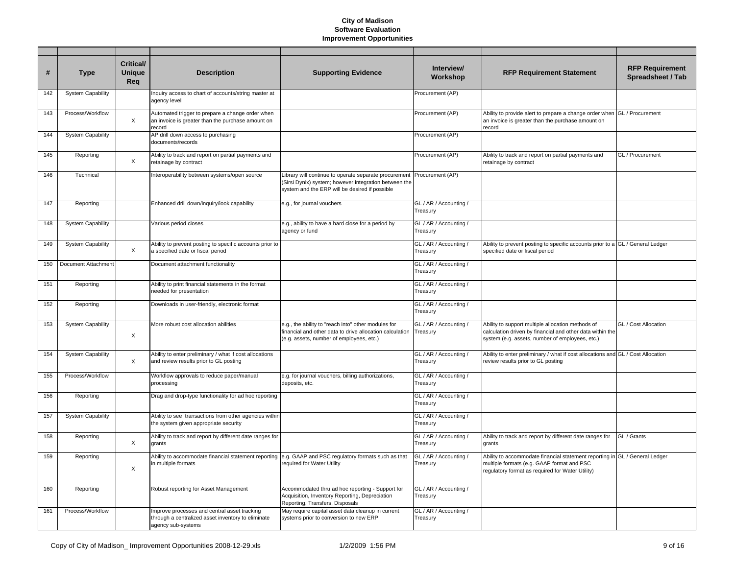# City of Madison
## Software Evaluation
## Improvement Opportunities

| # | Type | Critical/ Unique Req | Description | Supporting Evidence | Interview/ Workshop | RFP Requirement Statement | RFP Requirement Spreadsheet / Tab |
|---|---|---|---|---|---|---|---|
| 142 | System Capability | | Inquiry access to chart of accounts/string master at agency level | | Procurement (AP) | | |
| 143 | Process/Workflow | X | Automated trigger to prepare a change order when an invoice is greater than the purchase amount on record | | Procurement (AP) | Ability to provide alert to prepare a change order when an invoice is greater than the purchase amount on record | GL / Procurement |
| 144 | System Capability | | AP drill down access to purchasing documents/records | | Procurement (AP) | | |
| 145 | Reporting | X | Ability to track and report on partial payments and retainage by contract | | Procurement (AP) | Ability to track and report on partial payments and retainage by contract | GL / Procurement |
| 146 | Technical | | Interoperability between systems/open source | Library will continue to operate separate procurement (Sirsi Dynix) system; however integration between the system and the ERP will be desired if possible | Procurement (AP) | | |
| 147 | Reporting | | Enhanced drill down/inquiry/look capability | e.g., for journal vouchers | GL / AR / Accounting / Treasury | | |
| 148 | System Capability | | Various period closes | e.g., ability to have a hard close for a period by agency or fund | GL / AR / Accounting / Treasury | | |
| 149 | System Capability | X | Ability to prevent posting to specific accounts prior to a specified date or fiscal period | | GL / AR / Accounting / Treasury | Ability to prevent posting to specific accounts prior to a specified date or fiscal period | GL / General Ledger |
| 150 | Document Attachment | | Document attachment functionality | | GL / AR / Accounting / Treasury | | |
| 151 | Reporting | | Ability to print financial statements in the format needed for presentation | | GL / AR / Accounting / Treasury | | |
| 152 | Reporting | | Downloads in user-friendly, electronic format | | GL / AR / Accounting / Treasury | | |
| 153 | System Capability | X | More robust cost allocation abilities | e.g., the ability to "reach into" other modules for financial and other data to drive allocation calculation (e.g. assets, number of employees, etc.) | GL / AR / Accounting / Treasury | Ability to support multiple allocation methods of calculation driven by financial and other data within the system (e.g. assets, number of employees, etc.) | GL / Cost Allocation |
| 154 | System Capability | X | Ability to enter preliminary / what if cost allocations and review results prior to GL posting | | GL / AR / Accounting / Treasury | Ability to enter preliminary / what if cost allocations and review results prior to GL posting | GL / Cost Allocation |
| 155 | Process/Workflow | | Workflow approvals to reduce paper/manual processing | e.g. for journal vouchers, billing authorizations, deposits, etc. | GL / AR / Accounting / Treasury | | |
| 156 | Reporting | | Drag and drop-type functionality for ad hoc reporting | | GL / AR / Accounting / Treasury | | |
| 157 | System Capability | | Ability to see transactions from other agencies within the system given appropriate security | | GL / AR / Accounting / Treasury | | |
| 158 | Reporting | X | Ability to track and report by different date ranges for grants | | GL / AR / Accounting / Treasury | Ability to track and report by different date ranges for grants | GL / Grants |
| 159 | Reporting | X | Ability to accommodate financial statement reporting in multiple formats | e.g. GAAP and PSC regulatory formats such as that required for Water Utility | GL / AR / Accounting / Treasury | Ability to accommodate financial statement reporting in multiple formats (e.g. GAAP format and PSC regulatory format as required for Water Utility) | GL / General Ledger |
| 160 | Reporting | | Robust reporting for Asset Management | Accommodated thru ad hoc reporting - Support for Acquisition, Inventory Reporting, Depreciation Reporting, Transfers, Disposals | GL / AR / Accounting / Treasury | | |
| 161 | Process/Workflow | | Improve processes and central asset tracking through a centralized asset inventory to eliminate agency sub-systems | May require capital asset data cleanup in current systems prior to conversion to new ERP | GL / AR / Accounting / Treasury | | |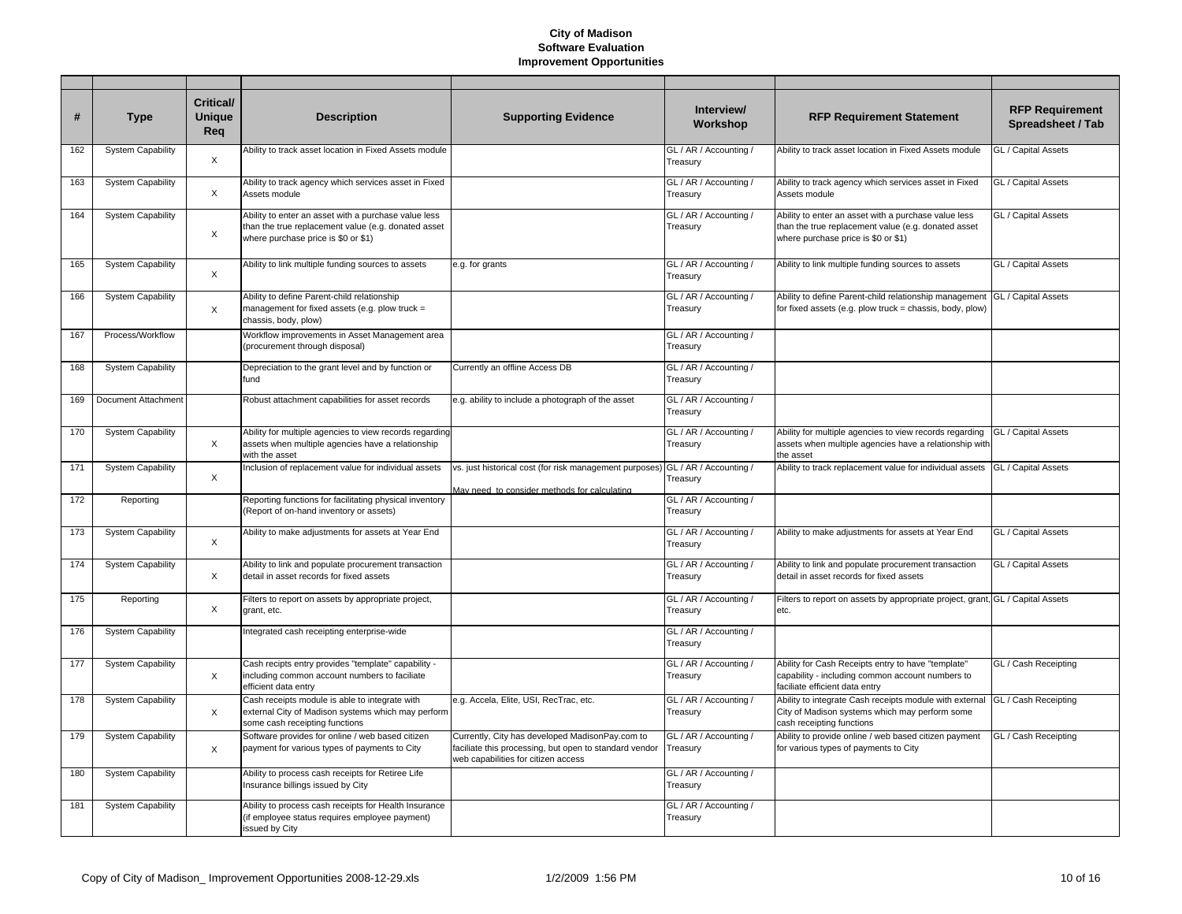**City of Madison**
**Software Evaluation**
**Improvement Opportunities**

| # | Type | Critical/ Unique Req | Description | Supporting Evidence | Interview/ Workshop | RFP Requirement Statement | RFP Requirement Spreadsheet / Tab |
|---|---|---|---|---|---|---|---|
| 162 | System Capability | X | Ability to track asset location in Fixed Assets module | | GL / AR / Accounting / Treasury | Ability to track asset location in Fixed Assets module | GL / Capital Assets |
| 163 | System Capability | X | Ability to track agency which services asset in Fixed Assets module | | GL / AR / Accounting / Treasury | Ability to track agency which services asset in Fixed Assets module | GL / Capital Assets |
| 164 | System Capability | X | Ability to enter an asset with a purchase value less than the true replacement value (e.g. donated asset where purchase price is $0 or $1) | | GL / AR / Accounting / Treasury | Ability to enter an asset with a purchase value less than the true replacement value (e.g. donated asset where purchase price is $0 or $1) | GL / Capital Assets |
| 165 | System Capability | X | Ability to link multiple funding sources to assets | e.g. for grants | GL / AR / Accounting / Treasury | Ability to link multiple funding sources to assets | GL / Capital Assets |
| 166 | System Capability | X | Ability to define Parent-child relationship management for fixed assets (e.g. plow truck = chassis, body, plow) | | GL / AR / Accounting / Treasury | Ability to define Parent-child relationship management for fixed assets (e.g. plow truck = chassis, body, plow) | GL / Capital Assets |
| 167 | Process/Workflow | | Workflow improvements in Asset Management area (procurement through disposal) | | GL / AR / Accounting / Treasury | | |
| 168 | System Capability | | Depreciation to the grant level and by function or fund | Currently an offline Access DB | GL / AR / Accounting / Treasury | | |
| 169 | Document Attachment | | Robust attachment capabilities for asset records | e.g. ability to include a photograph of the asset | GL / AR / Accounting / Treasury | | |
| 170 | System Capability | X | Ability for multiple agencies to view records regarding assets when multiple agencies have a relationship with the asset | | GL / AR / Accounting / Treasury | Ability for multiple agencies to view records regarding assets when multiple agencies have a relationship with the asset | GL / Capital Assets |
| 171 | System Capability | X | Inclusion of replacement value for individual assets | vs. just historical cost (for risk management purposes) May need to consider methods for calculating | GL / AR / Accounting / Treasury | Ability to track replacement value for individual assets | GL / Capital Assets |
| 172 | Reporting | | Reporting functions for facilitating physical inventory (Report of on-hand inventory or assets) | | GL / AR / Accounting / Treasury | | |
| 173 | System Capability | X | Ability to make adjustments for assets at Year End | | GL / AR / Accounting / Treasury | Ability to make adjustments for assets at Year End | GL / Capital Assets |
| 174 | System Capability | X | Ability to link and populate procurement transaction detail in asset records for fixed assets | | GL / AR / Accounting / Treasury | Ability to link and populate procurement transaction detail in asset records for fixed assets | GL / Capital Assets |
| 175 | Reporting | X | Filters to report on assets by appropriate project, grant, etc. | | GL / AR / Accounting / Treasury | Filters to report on assets by appropriate project, grant, etc. | GL / Capital Assets |
| 176 | System Capability | | Integrated cash receipting enterprise-wide | | GL / AR / Accounting / Treasury | | |
| 177 | System Capability | X | Cash recipts entry provides "template" capability - including common account numbers to faciliate efficient data entry | | GL / AR / Accounting / Treasury | Ability for Cash Receipts entry to have "template" capability - including common account numbers to faciliate efficient data entry | GL / Cash Receipting |
| 178 | System Capability | X | Cash receipts module is able to integrate with external City of Madison systems which may perform some cash receipting functions | e.g. Accela, Elite, USI, RecTrac, etc. | GL / AR / Accounting / Treasury | Ability to integrate Cash receipts module with external City of Madison systems which may perform some cash receipting functions | GL / Cash Receipting |
| 179 | System Capability | X | Software provides for online / web based citizen payment for various types of payments to City | Currently, City has developed MadisonPay.com to faciliate this processing, but open to standard vendor web capabilities for citizen access | GL / AR / Accounting / Treasury | Ability to provide online / web based citizen payment for various types of payments to City | GL / Cash Receipting |
| 180 | System Capability | | Ability to process cash receipts for Retiree Life Insurance billings issued by City | | GL / AR / Accounting / Treasury | | |
| 181 | System Capability | | Ability to process cash receipts for Health Insurance (if employee status requires employee payment) issued by City | | GL / AR / Accounting / Treasury | | |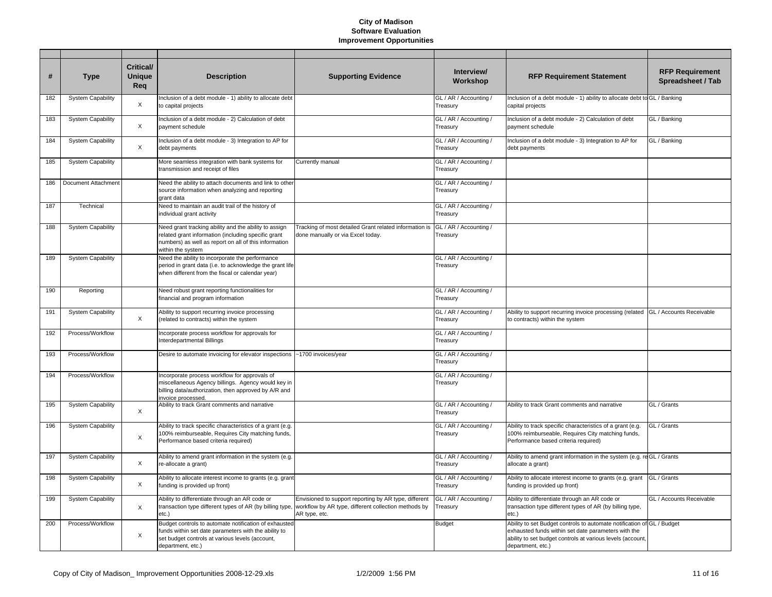**City of Madison**
**Software Evaluation**
**Improvement Opportunities**

| # | Type | Critical/ Unique Req | Description | Supporting Evidence | Interview/ Workshop | RFP Requirement Statement | RFP Requirement Spreadsheet / Tab |
|---|---|---|---|---|---|---|---|
| 182 | System Capability | X | Inclusion of a debt module - 1) ability to allocate debt to capital projects | | GL / AR / Accounting / Treasury | Inclusion of a debt module - 1) ability to allocate debt to capital projects | GL / Banking |
| 183 | System Capability | X | Inclusion of a debt module - 2) Calculation of debt payment schedule | | GL / AR / Accounting / Treasury | Inclusion of a debt module - 2) Calculation of debt payment schedule | GL / Banking |
| 184 | System Capability | X | Inclusion of a debt module - 3) Integration to AP for debt payments | | GL / AR / Accounting / Treasury | Inclusion of a debt module - 3) Integration to AP for debt payments | GL / Banking |
| 185 | System Capability | | More seamless integration with bank systems for transmission and receipt of files | Currently manual | GL / AR / Accounting / Treasury | | |
| 186 | Document Attachment | | Need the ability to attach documents and link to other source information when analyzing and reporting grant data | | GL / AR / Accounting / Treasury | | |
| 187 | Technical | | Need to maintain an audit trail of the history of individual grant activity | | GL / AR / Accounting / Treasury | | |
| 188 | System Capability | | Need grant tracking ability and the ability to assign related grant information (including specific grant numbers) as well as report on all of this information within the system | Tracking of most detailed Grant related information is done manually or via Excel today. | GL / AR / Accounting / Treasury | | |
| 189 | System Capability | | Need the ability to incorporate the performance period in grant data (i.e. to acknowledge the grant life when different from the fiscal or calendar year) | | GL / AR / Accounting / Treasury | | |
| 190 | Reporting | | Need robust grant reporting functionalities for financial and program information | | GL / AR / Accounting / Treasury | | |
| 191 | System Capability | X | Ability to support recurring invoice processing (related to contracts) within the system | | GL / AR / Accounting / Treasury | Ability to support recurring invoice processing (related to contracts) within the system | GL / Accounts Receivable |
| 192 | Process/Workflow | | Incorporate process workflow for approvals for Interdepartmental Billings | | GL / AR / Accounting / Treasury | | |
| 193 | Process/Workflow | | Desire to automate invoicing for elevator inspections | ~1700 invoices/year | GL / AR / Accounting / Treasury | | |
| 194 | Process/Workflow | | Incorporate process workflow for approvals of miscellaneous Agency billings. Agency would key in billing data/authorization, then approved by A/R and invoice processed. | | GL / AR / Accounting / Treasury | | |
| 195 | System Capability | X | Ability to track Grant comments and narrative | | GL / AR / Accounting / Treasury | Ability to track Grant comments and narrative | GL / Grants |
| 196 | System Capability | X | Ability to track specific characteristics of a grant (e.g. 100% reimburseable, Requires City matching funds, Performance based criteria required) | | GL / AR / Accounting / Treasury | Ability to track specific characteristics of a grant (e.g. 100% reimburseable, Requires City matching funds, Performance based criteria required) | GL / Grants |
| 197 | System Capability | X | Ability to amend grant information in the system (e.g. re-allocate a grant) | | GL / AR / Accounting / Treasury | Ability to amend grant information in the system (e.g. re-allocate a grant) | GL / Grants |
| 198 | System Capability | X | Ability to allocate interest income to grants (e.g. grant funding is provided up front) | | GL / AR / Accounting / Treasury | Ability to allocate interest income to grants (e.g. grant funding is provided up front) | GL / Grants |
| 199 | System Capability | X | Ability to differentiate through an AR code or transaction type different types of AR (by billing type, etc.) | Envisioned to support reporting by AR type, different workflow by AR type, different collection methods by AR type, etc. | GL / AR / Accounting / Treasury | Ability to differentiate through an AR code or transaction type different types of AR (by billing type, etc.) | GL / Accounts Receivable |
| 200 | Process/Workflow | X | Budget controls to automate notification of exhausted funds within set date parameters with the ability to set budget controls at various levels (account, department, etc.) | | Budget | Ability to set Budget controls to automate notification of exhausted funds within set date parameters with the ability to set budget controls at various levels (account, department, etc.) | GL / Budget |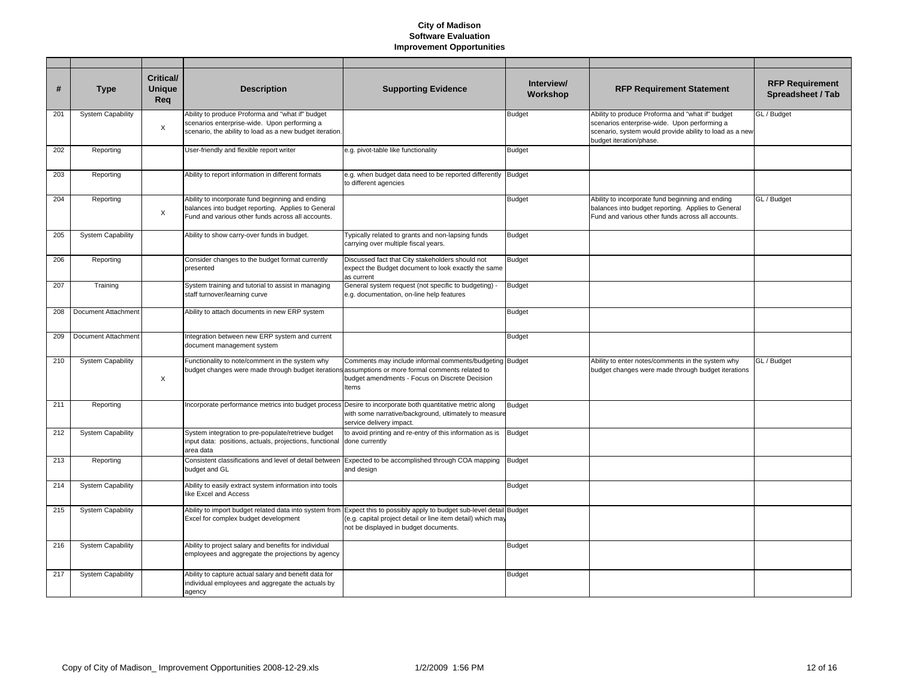**City of Madison**
**Software Evaluation**
**Improvement Opportunities**

| # | Type | Critical/ Unique Req | Description | Supporting Evidence | Interview/ Workshop | RFP Requirement Statement | RFP Requirement Spreadsheet / Tab |
|---|---|---|---|---|---|---|---|
| 201 | System Capability | X | Ability to produce Proforma and "what if" budget scenarios enterprise-wide. Upon performing a scenario, the ability to load as a new budget iteration. | | Budget | Ability to produce Proforma and "what if" budget scenarios enterprise-wide. Upon performing a scenario, system would provide ability to load as a new budget iteration/phase. | GL / Budget |
| 202 | Reporting | | User-friendly and flexible report writer | e.g. pivot-table like functionality | Budget | | |
| 203 | Reporting | | Ability to report information in different formats | e.g. when budget data need to be reported differently to different agencies | Budget | | |
| 204 | Reporting | X | Ability to incorporate fund beginning and ending balances into budget reporting. Applies to General Fund and various other funds across all accounts. | | Budget | Ability to incorporate fund beginning and ending balances into budget reporting. Applies to General Fund and various other funds across all accounts. | GL / Budget |
| 205 | System Capability | | Ability to show carry-over funds in budget. | Typically related to grants and non-lapsing funds carrying over multiple fiscal years. | Budget | | |
| 206 | Reporting | | Consider changes to the budget format currently presented | Discussed fact that City stakeholders should not expect the Budget document to look exactly the same as current | Budget | | |
| 207 | Training | | System training and tutorial to assist in managing staff turnover/learning curve | General system request (not specific to budgeting) - e.g. documentation, on-line help features | Budget | | |
| 208 | Document Attachment | | Ability to attach documents in new ERP system | | Budget | | |
| 209 | Document Attachment | | Integration between new ERP system and current document management system | | Budget | | |
| 210 | System Capability | X | Functionality to note/comment in the system why budget changes were made through budget iterations | Comments may include informal comments/budgeting assumptions or more formal comments related to budget amendments - Focus on Discrete Decision Items | Budget | Ability to enter notes/comments in the system why budget changes were made through budget iterations | GL / Budget |
| 211 | Reporting | | Incorporate performance metrics into budget process | Desire to incorporate both quantitative metric along with some narrative/background, ultimately to measure service delivery impact. | Budget | | |
| 212 | System Capability | | System integration to pre-populate/retrieve budget input data: positions, actuals, projections, functional area data | to avoid printing and re-entry of this information as is done currently | Budget | | |
| 213 | Reporting | | Consistent classifications and level of detail between budget and GL | Expected to be accomplished through COA mapping and design | Budget | | |
| 214 | System Capability | | Ability to easily extract system information into tools like Excel and Access | | Budget | | |
| 215 | System Capability | | Ability to import budget related data into system from Excel for complex budget development | Expect this to possibly apply to budget sub-level detail (e.g. capital project detail or line item detail) which may not be displayed in budget documents. | Budget | | |
| 216 | System Capability | | Ability to project salary and benefits for individual employees and aggregate the projections by agency | | Budget | | |
| 217 | System Capability | | Ability to capture actual salary and benefit data for individual employees and aggregate the actuals by agency | | Budget | | |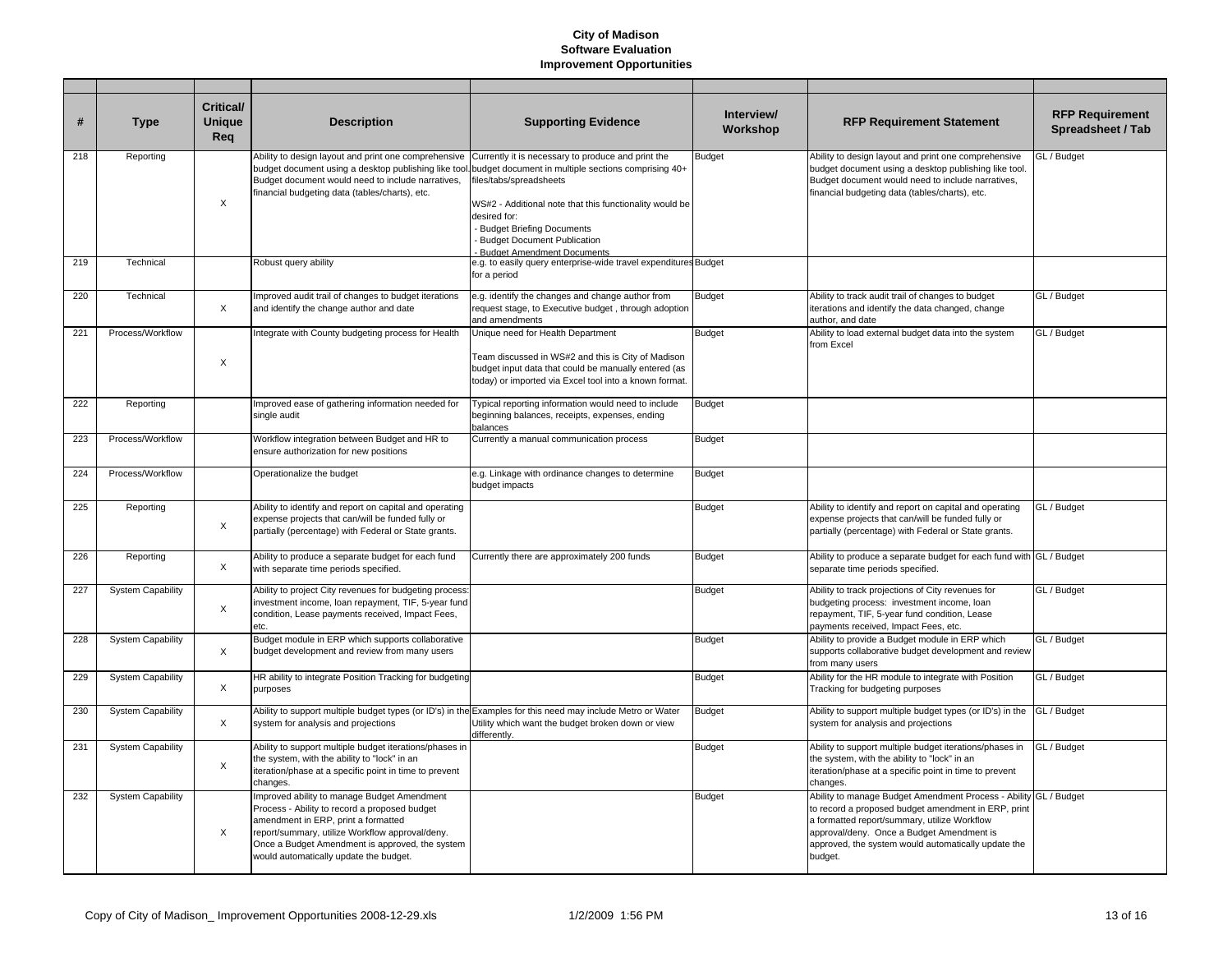# City of Madison
## Software Evaluation
## Improvement Opportunities

| # | Type | Critical/ Unique Req | Description | Supporting Evidence | Interview/ Workshop | RFP Requirement Statement | RFP Requirement Spreadsheet / Tab |
|---|---|---|---|---|---|---|---|
| 218 | Reporting | X | Ability to design layout and print one comprehensive budget document using a desktop publishing like tool. Budget document would need to include narratives, financial budgeting data (tables/charts), etc. | Currently it is necessary to produce and print the budget document in multiple sections comprising 40+ files/tabs/spreadsheets<br><br>WS#2 - Additional note that this functionality would be desired for:<br>- Budget Briefing Documents<br>- Budget Document Publication<br>- Budget Amendment Documents | Budget | Ability to design layout and print one comprehensive budget document using a desktop publishing like tool. Budget document would need to include narratives, financial budgeting data (tables/charts), etc. | GL / Budget |
| 219 | Technical | | Robust query ability | e.g. to easily query enterprise-wide travel expenditures for a period | Budget | | |
| 220 | Technical | X | Improved audit trail of changes to budget iterations and identify the change author and date | e.g. identify the changes and change author from request stage, to Executive budget , through adoption and amendments | Budget | Ability to track audit trail of changes to budget iterations and identify the data changed, change author, and date | GL / Budget |
| 221 | Process/Workflow | X | Integrate with County budgeting process for Health | Unique need for Health Department<br><br>Team discussed in WS#2 and this is City of Madison budget input data that could be manually entered (as today) or imported via Excel tool into a known format. | Budget | Ability to load external budget data into the system from Excel | GL / Budget |
| 222 | Reporting | | Improved ease of gathering information needed for single audit | Typical reporting information would need to include beginning balances, receipts, expenses, ending balances | Budget | | |
| 223 | Process/Workflow | | Workflow integration between Budget and HR to ensure authorization for new positions | Currently a manual communication process | Budget | | |
| 224 | Process/Workflow | | Operationalize the budget | e.g. Linkage with ordinance changes to determine budget impacts | Budget | | |
| 225 | Reporting | X | Ability to identify and report on capital and operating expense projects that can/will be funded fully or partially (percentage) with Federal or State grants. | | Budget | Ability to identify and report on capital and operating expense projects that can/will be funded fully or partially (percentage) with Federal or State grants. | GL / Budget |
| 226 | Reporting | X | Ability to produce a separate budget for each fund with separate time periods specified. | Currently there are approximately 200 funds | Budget | Ability to produce a separate budget for each fund with separate time periods specified. | GL / Budget |
| 227 | System Capability | X | Ability to project City revenues for budgeting process: investment income, loan repayment, TIF, 5-year fund condition, Lease payments received, Impact Fees, etc. | | Budget | Ability to track projections of City revenues for budgeting process: investment income, loan repayment, TIF, 5-year fund condition, Lease payments received, Impact Fees, etc. | GL / Budget |
| 228 | System Capability | X | Budget module in ERP which supports collaborative budget development and review from many users | | Budget | Ability to provide a Budget module in ERP which supports collaborative budget development and review from many users | GL / Budget |
| 229 | System Capability | X | HR ability to integrate Position Tracking for budgeting purposes | | Budget | Ability for the HR module to integrate with Position Tracking for budgeting purposes | GL / Budget |
| 230 | System Capability | X | Ability to support multiple budget types (or ID's) in the system for analysis and projections | Examples for this need may include Metro or Water Utility which want the budget broken down or view differently. | Budget | Ability to support multiple budget types (or ID's) in the system for analysis and projections | GL / Budget |
| 231 | System Capability | X | Ability to support multiple budget iterations/phases in the system, with the ability to "lock" in an iteration/phase at a specific point in time to prevent changes. | | Budget | Ability to support multiple budget iterations/phases in the system, with the ability to "lock" in an iteration/phase at a specific point in time to prevent changes. | GL / Budget |
| 232 | System Capability | X | Improved ability to manage Budget Amendment Process - Ability to record a proposed budget amendment in ERP, print a formatted report/summary, utilize Workflow approval/deny. Once a Budget Amendment is approved, the system would automatically update the budget. | | Budget | Ability to manage Budget Amendment Process - Ability to record a proposed budget amendment in ERP, print a formatted report/summary, utilize Workflow approval/deny. Once a Budget Amendment is approved, the system would automatically update the budget. | GL / Budget |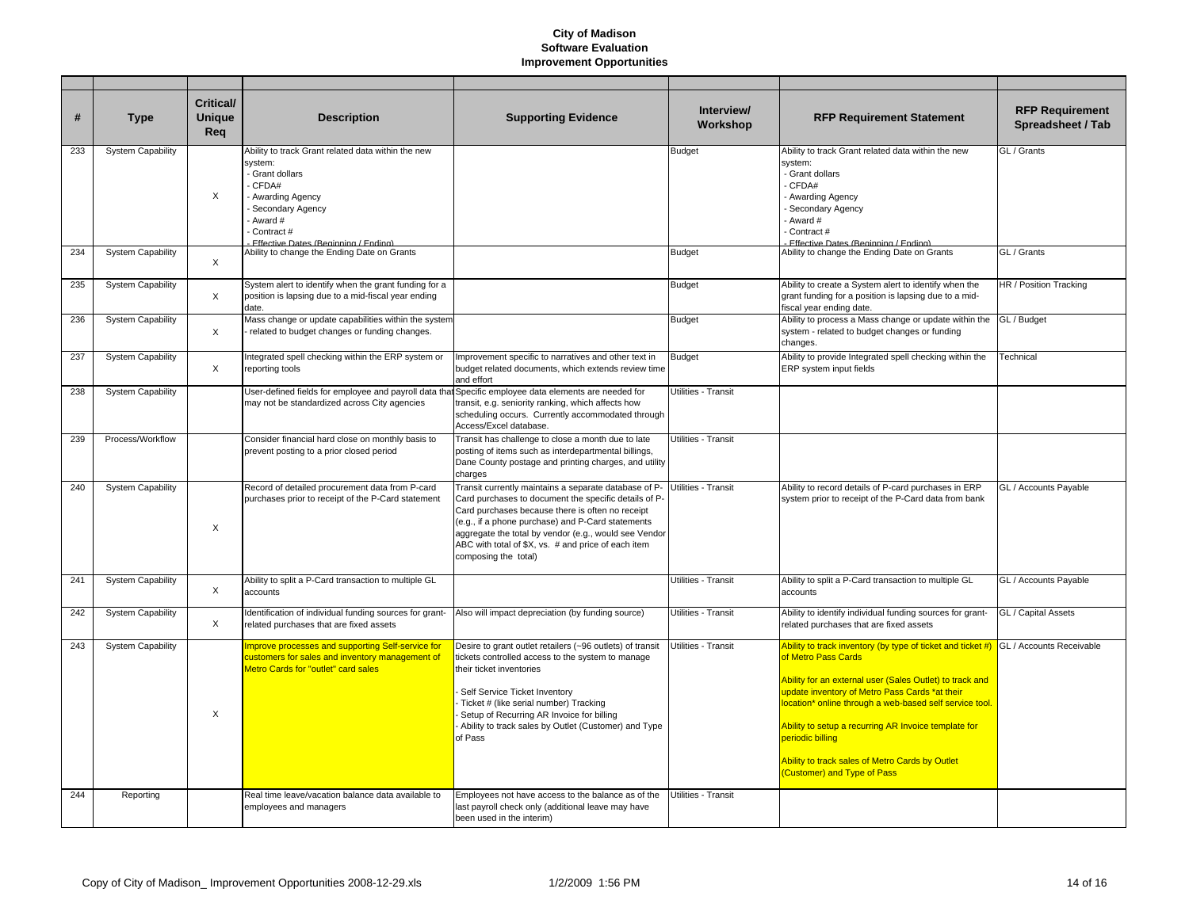# City of Madison
## Software Evaluation
## Improvement Opportunities

| # | Type | Critical/ Unique Req | Description | Supporting Evidence | Interview/ Workshop | RFP Requirement Statement | RFP Requirement Spreadsheet / Tab |
|---|---|---|---|---|---|---|---|
| 233 | System Capability | X | Ability to track Grant related data within the new system:<br>- Grant dollars<br>- CFDA#<br>- Awarding Agency<br>- Secondary Agency<br>- Award #<br>- Contract #<br>- Effective Dates (Beginning / Ending) | | Budget | Ability to track Grant related data within the new system:<br>- Grant dollars<br>- CFDA#<br>- Awarding Agency<br>- Secondary Agency<br>- Award #<br>- Contract #<br>- Effective Dates (Beginning / Ending) | GL / Grants |
| 234 | System Capability | X | Ability to change the Ending Date on Grants | | Budget | Ability to change the Ending Date on Grants | GL / Grants |
| 235 | System Capability | X | System alert to identify when the grant funding for a position is lapsing due to a mid-fiscal year ending date. | | Budget | Ability to create a System alert to identify when the grant funding for a position is lapsing due to a mid-fiscal year ending date. | HR / Position Tracking |
| 236 | System Capability | X | Mass change or update capabilities within the system - related to budget changes or funding changes. | | Budget | Ability to process a Mass change or update within the system - related to budget changes or funding changes. | GL / Budget |
| 237 | System Capability | X | Integrated spell checking within the ERP system or reporting tools | Improvement specific to narratives and other text in budget related documents, which extends review time and effort | Budget | Ability to provide Integrated spell checking within the ERP system input fields | Technical |
| 238 | System Capability | | User-defined fields for employee and payroll data that may not be standardized across City agencies | Specific employee data elements are needed for transit, e.g. seniority ranking, which affects how scheduling occurs. Currently accommodated through Access/Excel database. | Utilities - Transit | | |
| 239 | Process/Workflow | | Consider financial hard close on monthly basis to prevent posting to a prior closed period | Transit has challenge to close a month due to late posting of items such as interdepartmental billings, Dane County postage and printing charges, and utility charges | Utilities - Transit | | |
| 240 | System Capability | X | Record of detailed procurement data from P-card purchases prior to receipt of the P-Card statement | Transit currently maintains a separate database of P-Card purchases to document the specific details of P-Card purchases because there is often no receipt (e.g., if a phone purchase) and P-Card statements aggregate the total by vendor (e.g., would see Vendor ABC with total of $X, vs. # and price of each item composing the total) | Utilities - Transit | Ability to record details of P-card purchases in ERP system prior to receipt of the P-Card data from bank | GL / Accounts Payable |
| 241 | System Capability | X | Ability to split a P-Card transaction to multiple GL accounts | | Utilities - Transit | Ability to split a P-Card transaction to multiple GL accounts | GL / Accounts Payable |
| 242 | System Capability | X | Identification of individual funding sources for grant-related purchases that are fixed assets | Also will impact depreciation (by funding source) | Utilities - Transit | Ability to identify individual funding sources for grant-related purchases that are fixed assets | GL / Capital Assets |
| 243 | System Capability | X | Improve processes and supporting Self-service for customers for sales and inventory management of Metro Cards for "outlet" card sales | Desire to grant outlet retailers (~96 outlets) of transit tickets controlled access to the system to manage their ticket inventories<br><br>- Self Service Ticket Inventory<br>- Ticket # (like serial number) Tracking<br>- Setup of Recurring AR Invoice for billing<br>- Ability to track sales by Outlet (Customer) and Type of Pass | Utilities - Transit | Ability to track inventory (by type of ticket and ticket #) of Metro Pass Cards<br><br>Ability for an external user (Sales Outlet) to track and update inventory of Metro Pass Cards *at their location* online through a web-based self service tool.<br><br>Ability to setup a recurring AR Invoice template for periodic billing<br><br>Ability to track sales of Metro Cards by Outlet (Customer) and Type of Pass | GL / Accounts Receivable |
| 244 | Reporting | | Real time leave/vacation balance data available to employees and managers | Employees not have access to the balance as of the last payroll check only (additional leave may have been used in the interim) | Utilities - Transit | | |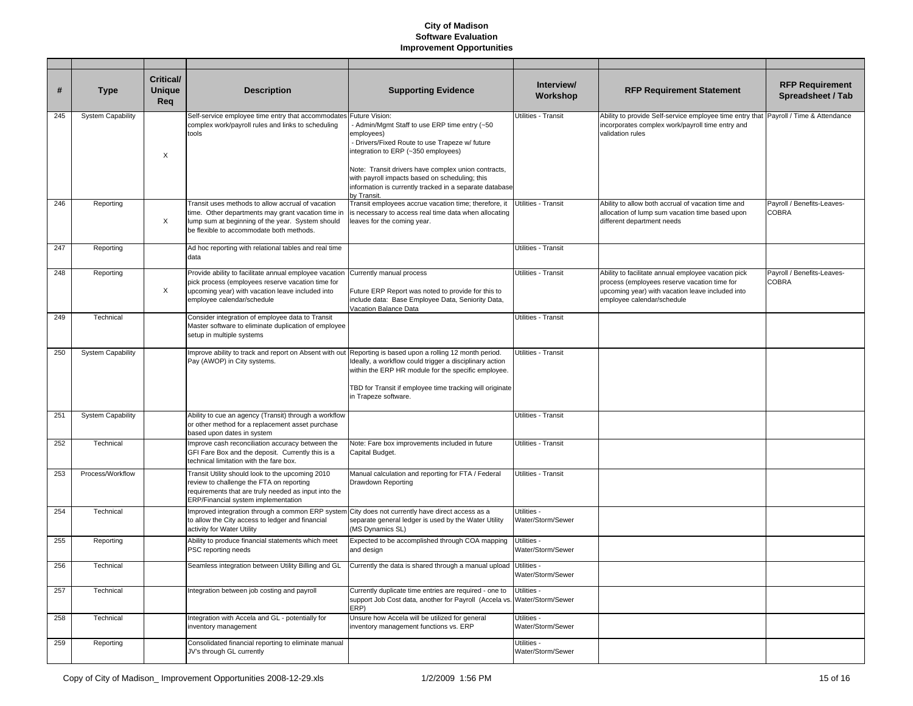**City of Madison**
**Software Evaluation**
**Improvement Opportunities**

| # | Type | Critical/ Unique Req | Description | Supporting Evidence | Interview/ Workshop | RFP Requirement Statement | RFP Requirement Spreadsheet / Tab |
|---|---|---|---|---|---|---|---|
| 245 | System Capability | X | Self-service employee time entry that accommodates complex work/payroll rules and links to scheduling tools | Future Vision:<br>- Admin/Mgmt Staff to use ERP time entry (~50 employees)<br>- Drivers/Fixed Route to use Trapeze w/ future integration to ERP (~350 employees)<br><br>Note: Transit drivers have complex union contracts, with payroll impacts based on scheduling; this information is currently tracked in a separate database by Transit. | Utilities - Transit | Ability to provide Self-service employee time entry that incorporates complex work/payroll time entry and validation rules | Payroll / Time & Attendance |
| 246 | Reporting | X | Transit uses methods to allow accrual of vacation time. Other departments may grant vacation time in lump sum at beginning of the year. System should be flexible to accommodate both methods. | Transit employees accrue vacation time; therefore, it is necessary to access real time data when allocating leaves for the coming year. | Utilities - Transit | Ability to allow both accrual of vacation time and allocation of lump sum vacation time based upon different department needs | Payroll / Benefits-Leaves-COBRA |
| 247 | Reporting | | Ad hoc reporting with relational tables and real time data | | Utilities - Transit | | |
| 248 | Reporting | X | Provide ability to facilitate annual employee vacation pick process (employees reserve vacation time for upcoming year) with vacation leave included into employee calendar/schedule | Currently manual process<br><br>Future ERP Report was noted to provide for this to include data: Base Employee Data, Seniority Data, Vacation Balance Data | Utilities - Transit | Ability to facilitate annual employee vacation pick process (employees reserve vacation time for upcoming year) with vacation leave included into employee calendar/schedule | Payroll / Benefits-Leaves-COBRA |
| 249 | Technical | | Consider integration of employee data to Transit Master software to eliminate duplication of employee setup in multiple systems | | Utilities - Transit | | |
| 250 | System Capability | | Improve ability to track and report on Absent with out Pay (AWOP) in City systems. | Reporting is based upon a rolling 12 month period. Ideally, a workflow could trigger a disciplinary action within the ERP HR module for the specific employee.<br><br>TBD for Transit if employee time tracking will originate in Trapeze software. | Utilities - Transit | | |
| 251 | System Capability | | Ability to cue an agency (Transit) through a workflow or other method for a replacement asset purchase based upon dates in system | | Utilities - Transit | | |
| 252 | Technical | | Improve cash reconciliation accuracy between the GFI Fare Box and the deposit. Currently this is a technical limitation with the fare box. | Note: Fare box improvements included in future Capital Budget. | Utilities - Transit | | |
| 253 | Process/Workflow | | Transit Utility should look to the upcoming 2010 review to challenge the FTA on reporting requirements that are truly needed as input into the ERP/Financial system implementation | Manual calculation and reporting for FTA / Federal Drawdown Reporting | Utilities - Transit | | |
| 254 | Technical | | Improved integration through a common ERP system to allow the City access to ledger and financial activity for Water Utility | City does not currently have direct access as a separate general ledger is used by the Water Utility (MS Dynamics SL) | Utilities - Water/Storm/Sewer | | |
| 255 | Reporting | | Ability to produce financial statements which meet PSC reporting needs | Expected to be accomplished through COA mapping and design | Utilities - Water/Storm/Sewer | | |
| 256 | Technical | | Seamless integration between Utility Billing and GL | Currently the data is shared through a manual upload | Utilities - Water/Storm/Sewer | | |
| 257 | Technical | | Integration between job costing and payroll | Currently duplicate time entries are required - one to support Job Cost data, another for Payroll (Accela vs. ERP) | Utilities - Water/Storm/Sewer | | |
| 258 | Technical | | Integration with Accela and GL - potentially for inventory management | Unsure how Accela will be utilized for general inventory management functions vs. ERP | Utilities - Water/Storm/Sewer | | |
| 259 | Reporting | | Consolidated financial reporting to eliminate manual JV's through GL currently | | Utilities - Water/Storm/Sewer | | |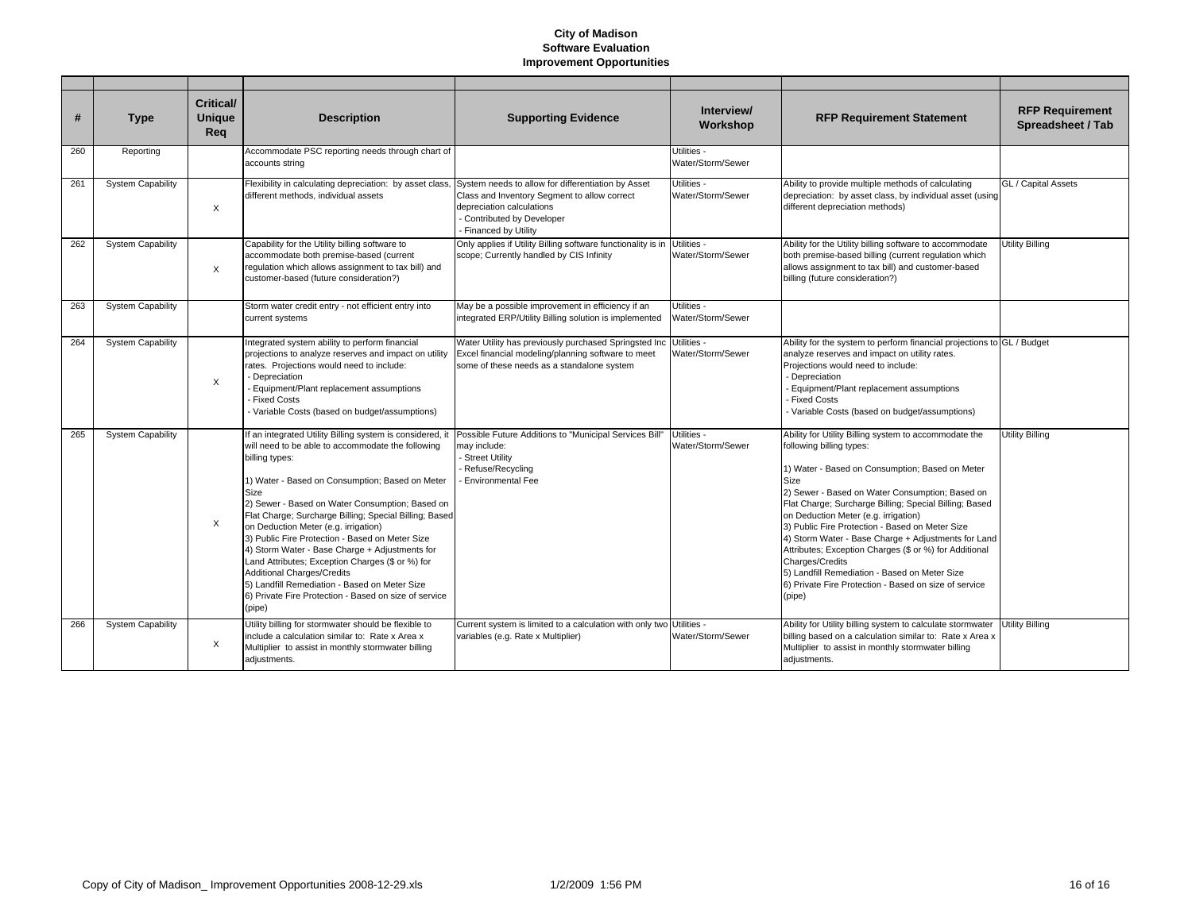**City of Madison**
**Software Evaluation**
**Improvement Opportunities**

| # | Type | Critical/ Unique Req | Description | Supporting Evidence | Interview/ Workshop | RFP Requirement Statement | RFP Requirement Spreadsheet / Tab |
|---|---|---|---|---|---|---|---|
| 260 | Reporting | | Accommodate PSC reporting needs through chart of accounts string | | Utilities - Water/Storm/Sewer | | |
| 261 | System Capability | X | Flexibility in calculating depreciation: by asset class, different methods, individual assets | System needs to allow for differentiation by Asset Class and Inventory Segment to allow correct depreciation calculations<br>- Contributed by Developer<br>- Financed by Utility | Utilities - Water/Storm/Sewer | Ability to provide multiple methods of calculating depreciation: by asset class, by individual asset (using different depreciation methods) | GL / Capital Assets |
| 262 | System Capability | X | Capability for the Utility billing software to accommodate both premise-based (current regulation which allows assignment to tax bill) and customer-based (future consideration?) | Only applies if Utility Billing software functionality is in scope; Currently handled by CIS Infinity | Utilities - Water/Storm/Sewer | Ability for the Utility billing software to accommodate both premise-based billing (current regulation which allows assignment to tax bill) and customer-based billing (future consideration?) | Utility Billing |
| 263 | System Capability | | Storm water credit entry - not efficient entry into current systems | May be a possible improvement in efficiency if an integrated ERP/Utility Billing solution is implemented | Utilities - Water/Storm/Sewer | | |
| 264 | System Capability | X | Integrated system ability to perform financial projections to analyze reserves and impact on utility rates. Projections would need to include:<br>- Depreciation<br>- Equipment/Plant replacement assumptions<br>- Fixed Costs<br>- Variable Costs (based on budget/assumptions) | Water Utility has previously purchased Springsted Inc Excel financial modeling/planning software to meet some of these needs as a standalone system | Utilities - Water/Storm/Sewer | Ability for the system to perform financial projections to analyze reserves and impact on utility rates. Projections would need to include:<br>- Depreciation<br>- Equipment/Plant replacement assumptions<br>- Fixed Costs<br>- Variable Costs (based on budget/assumptions) | GL / Budget |
| 265 | System Capability | X | If an integrated Utility Billing system is considered, it will need to be able to accommodate the following billing types:<br><br>1) Water - Based on Consumption; Based on Meter Size<br>2) Sewer - Based on Water Consumption; Based on Flat Charge; Surcharge Billing; Special Billing; Based on Deduction Meter (e.g. irrigation)<br>3) Public Fire Protection - Based on Meter Size<br>4) Storm Water - Base Charge + Adjustments for Land Attributes; Exception Charges ($ or %) for Additional Charges/Credits<br>5) Landfill Remediation - Based on Meter Size<br>6) Private Fire Protection - Based on size of service (pipe) | Possible Future Additions to "Municipal Services Bill" may include:<br>- Street Utility<br>- Refuse/Recycling<br>- Environmental Fee | Utilities - Water/Storm/Sewer | Ability for Utility Billing system to accommodate the following billing types:<br><br>1) Water - Based on Consumption; Based on Meter Size<br>2) Sewer - Based on Water Consumption; Based on Flat Charge; Surcharge Billing; Special Billing; Based on Deduction Meter (e.g. irrigation)<br>3) Public Fire Protection - Based on Meter Size<br>4) Storm Water - Base Charge + Adjustments for Land Attributes; Exception Charges ($ or %) for Additional Charges/Credits<br>5) Landfill Remediation - Based on Meter Size<br>6) Private Fire Protection - Based on size of service (pipe) | Utility Billing |
| 266 | System Capability | X | Utility billing for stormwater should be flexible to include a calculation similar to: Rate x Area x Multiplier to assist in monthly stormwater billing adjustments. | Current system is limited to a calculation with only two variables (e.g. Rate x Multiplier) | Utilities - Water/Storm/Sewer | Ability for Utility billing system to calculate stormwater billing based on a calculation similar to: Rate x Area x Multiplier to assist in monthly stormwater billing adjustments. | Utility Billing |